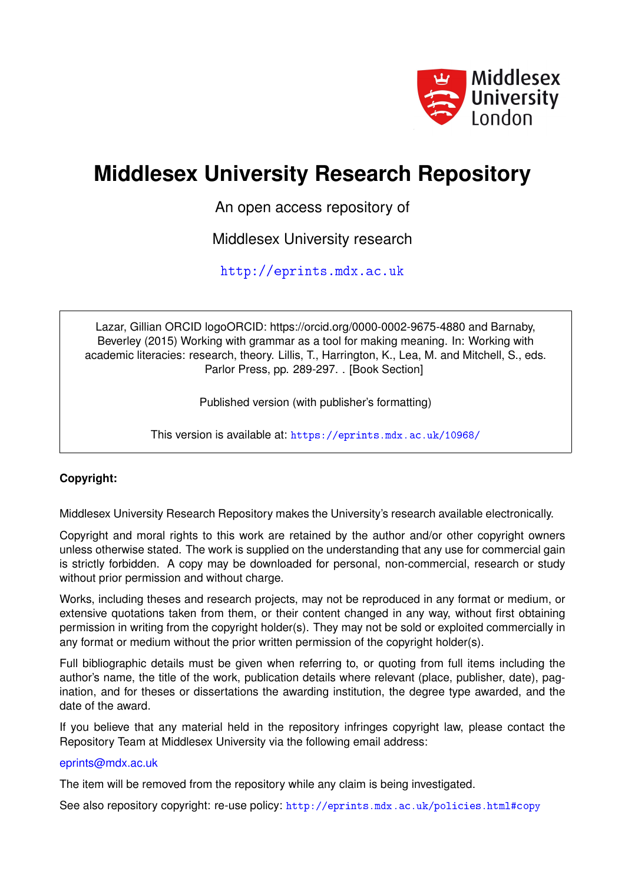# Middlesex University Research Repository

An open access repository of

Middlesex University research

http://eprints.mdx.ac.uk

Lazar, Gillian ORCID logoORCID: https://orcid.org/0000-0002-9675-4880 and Barnaby, Beverley (2015) Working with grammar as a tool for making meaning. In: Working with academic literacies: research, theory. Lillis, T., Harrington, K., Lea, M. and Mitchell, S., eds. Parlor Press, pp. 289-297. . [Book Section]

Published version (with publisher's formatting)

This version is available at: https://eprints.mdx.ac.uk/10968/

**Copyright:**

Middlesex University Research Repository makes the University's research available electronically.

Copyright and moral rights to this work are retained by the author and/or other copyright owners unless otherwise stated. The work is supplied on the understanding that any use for commercial gain is strictly forbidden. A copy may be downloaded for personal, non-commercial, research or study without prior permission and without charge.

Works, including theses and research projects, may not be reproduced in any format or medium, or extensive quotations taken from them, or their content changed in any way, without first obtaining permission in writing from the copyright holder(s). They may not be sold or exploited commercially in any format or medium without the prior written permission of the copyright holder(s).

Full bibliographic details must be given when referring to, or quoting from full items including the author's name, the title of the work, publication details where relevant (place, publisher, date), pagination, and for theses or dissertations the awarding institution, the degree type awarded, and the date of the award.

If you believe that any material held in the repository infringes copyright law, please contact the Repository Team at Middlesex University via the following email address:

eprints@mdx.ac.uk

The item will be removed from the repository while any claim is being investigated.

See also repository copyright: re-use policy: http://eprints.mdx.ac.uk/policies.html#copy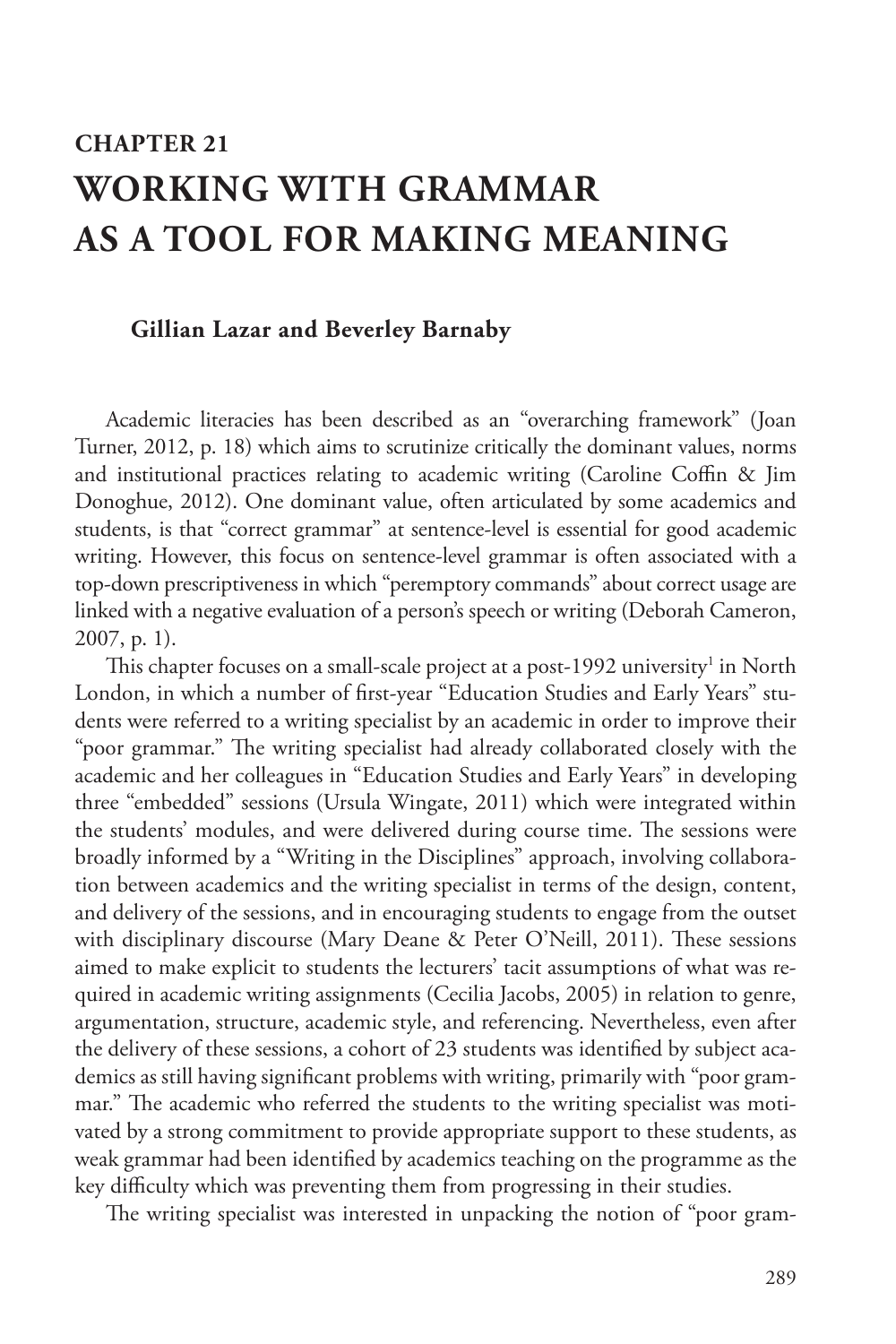# CHAPTER 21
# WORKING WITH GRAMMAR AS A TOOL FOR MAKING MEANING

**Gillian Lazar and Beverley Barnaby**

Academic literacies has been described as an "overarching framework" (Joan Turner, 2012, p. 18) which aims to scrutinize critically the dominant values, norms and institutional practices relating to academic writing (Caroline Coffin & Jim Donoghue, 2012). One dominant value, often articulated by some academics and students, is that "correct grammar" at sentence-level is essential for good academic writing. However, this focus on sentence-level grammar is often associated with a top-down prescriptiveness in which "peremptory commands" about correct usage are linked with a negative evaluation of a person's speech or writing (Deborah Cameron, 2007, p. 1).

This chapter focuses on a small-scale project at a post-1992 university[1] in North London, in which a number of first-year "Education Studies and Early Years" students were referred to a writing specialist by an academic in order to improve their "poor grammar." The writing specialist had already collaborated closely with the academic and her colleagues in "Education Studies and Early Years" in developing three "embedded" sessions (Ursula Wingate, 2011) which were integrated within the students' modules, and were delivered during course time. The sessions were broadly informed by a "Writing in the Disciplines" approach, involving collaboration between academics and the writing specialist in terms of the design, content, and delivery of the sessions, and in encouraging students to engage from the outset with disciplinary discourse (Mary Deane & Peter O'Neill, 2011). These sessions aimed to make explicit to students the lecturers' tacit assumptions of what was required in academic writing assignments (Cecilia Jacobs, 2005) in relation to genre, argumentation, structure, academic style, and referencing. Nevertheless, even after the delivery of these sessions, a cohort of 23 students was identified by subject academics as still having significant problems with writing, primarily with "poor grammar." The academic who referred the students to the writing specialist was motivated by a strong commitment to provide appropriate support to these students, as weak grammar had been identified by academics teaching on the programme as the key difficulty which was preventing them from progressing in their studies.

The writing specialist was interested in unpacking the notion of "poor gram-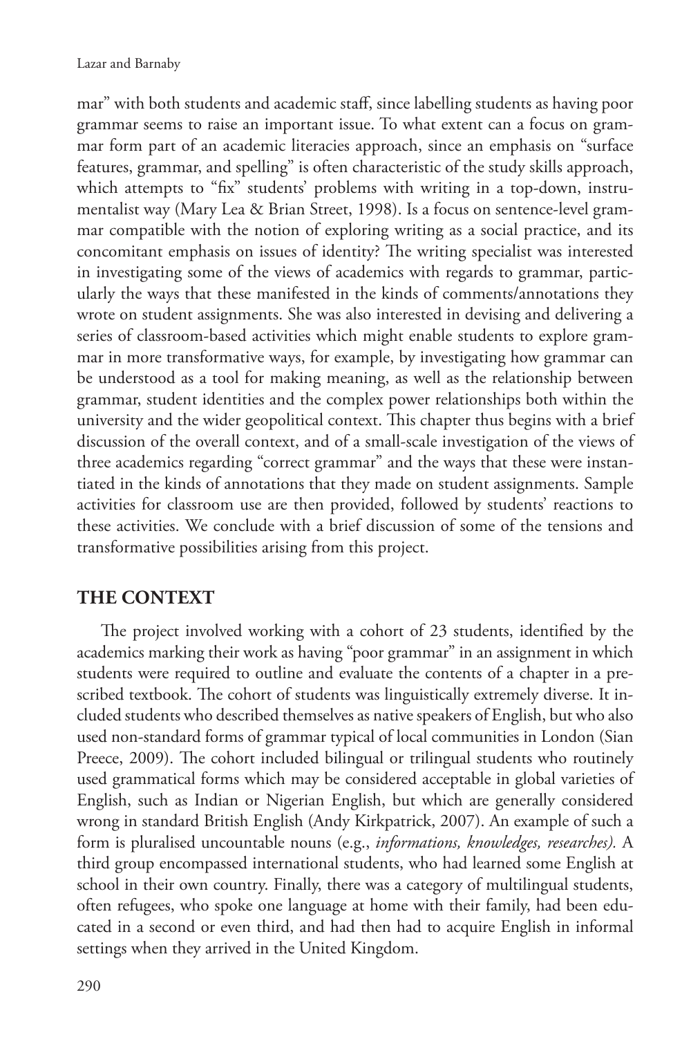mar" with both students and academic staff, since labelling students as having poor grammar seems to raise an important issue. To what extent can a focus on grammar form part of an academic literacies approach, since an emphasis on "surface features, grammar, and spelling" is often characteristic of the study skills approach, which attempts to "fix" students' problems with writing in a top-down, instrumentalist way (Mary Lea & Brian Street, 1998). Is a focus on sentence-level grammar compatible with the notion of exploring writing as a social practice, and its concomitant emphasis on issues of identity? The writing specialist was interested in investigating some of the views of academics with regards to grammar, particularly the ways that these manifested in the kinds of comments/annotations they wrote on student assignments. She was also interested in devising and delivering a series of classroom-based activities which might enable students to explore grammar in more transformative ways, for example, by investigating how grammar can be understood as a tool for making meaning, as well as the relationship between grammar, student identities and the complex power relationships both within the university and the wider geopolitical context. This chapter thus begins with a brief discussion of the overall context, and of a small-scale investigation of the views of three academics regarding "correct grammar" and the ways that these were instantiated in the kinds of annotations that they made on student assignments. Sample activities for classroom use are then provided, followed by students' reactions to these activities. We conclude with a brief discussion of some of the tensions and transformative possibilities arising from this project.

## THE CONTEXT

The project involved working with a cohort of 23 students, identified by the academics marking their work as having "poor grammar" in an assignment in which students were required to outline and evaluate the contents of a chapter in a prescribed textbook. The cohort of students was linguistically extremely diverse. It included students who described themselves as native speakers of English, but who also used non-standard forms of grammar typical of local communities in London (Sian Preece, 2009). The cohort included bilingual or trilingual students who routinely used grammatical forms which may be considered acceptable in global varieties of English, such as Indian or Nigerian English, but which are generally considered wrong in standard British English (Andy Kirkpatrick, 2007). An example of such a form is pluralised uncountable nouns (e.g., *informations, knowledges, researches).* A third group encompassed international students, who had learned some English at school in their own country. Finally, there was a category of multilingual students, often refugees, who spoke one language at home with their family, had been educated in a second or even third, and had then had to acquire English in informal settings when they arrived in the United Kingdom.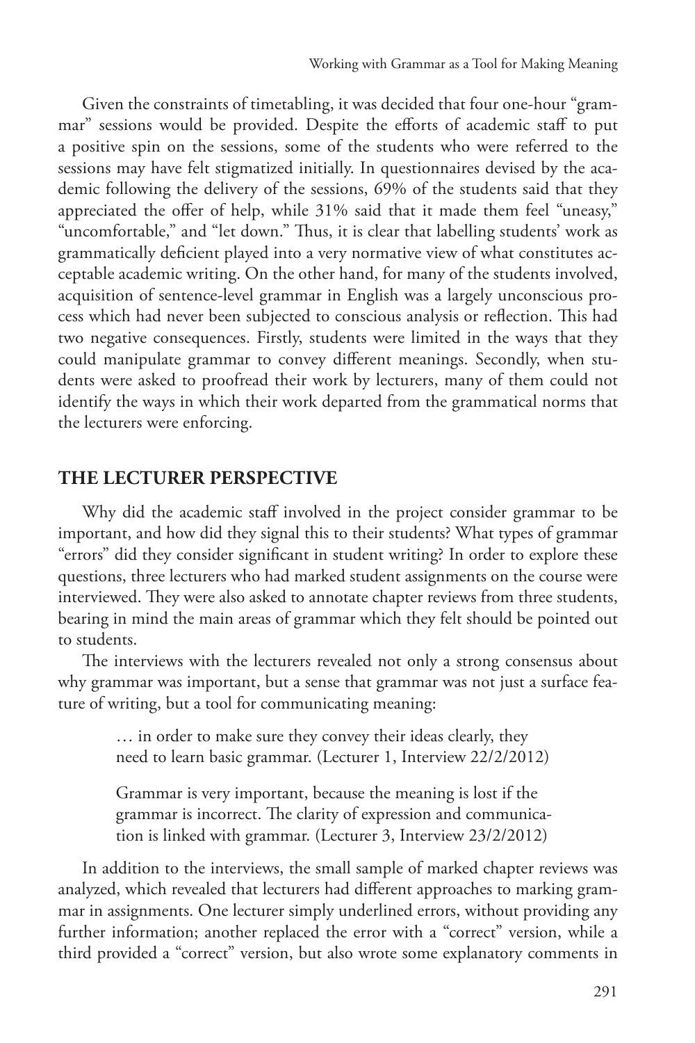Given the constraints of timetabling, it was decided that four one-hour "grammar" sessions would be provided. Despite the efforts of academic staff to put a positive spin on the sessions, some of the students who were referred to the sessions may have felt stigmatized initially. In questionnaires devised by the academic following the delivery of the sessions, 69% of the students said that they appreciated the offer of help, while 31% said that it made them feel "uneasy," "uncomfortable," and "let down." Thus, it is clear that labelling students' work as grammatically deficient played into a very normative view of what constitutes acceptable academic writing. On the other hand, for many of the students involved, acquisition of sentence-level grammar in English was a largely unconscious process which had never been subjected to conscious analysis or reflection. This had two negative consequences. Firstly, students were limited in the ways that they could manipulate grammar to convey different meanings. Secondly, when students were asked to proofread their work by lecturers, many of them could not identify the ways in which their work departed from the grammatical norms that the lecturers were enforcing.

## THE LECTURER PERSPECTIVE

Why did the academic staff involved in the project consider grammar to be important, and how did they signal this to their students? What types of grammar "errors" did they consider significant in student writing? In order to explore these questions, three lecturers who had marked student assignments on the course were interviewed. They were also asked to annotate chapter reviews from three students, bearing in mind the main areas of grammar which they felt should be pointed out to students.

The interviews with the lecturers revealed not only a strong consensus about why grammar was important, but a sense that grammar was not just a surface feature of writing, but a tool for communicating meaning:

> … in order to make sure they convey their ideas clearly, they need to learn basic grammar. (Lecturer 1, Interview 22/2/2012)

> Grammar is very important, because the meaning is lost if the grammar is incorrect. The clarity of expression and communication is linked with grammar. (Lecturer 3, Interview 23/2/2012)

In addition to the interviews, the small sample of marked chapter reviews was analyzed, which revealed that lecturers had different approaches to marking grammar in assignments. One lecturer simply underlined errors, without providing any further information; another replaced the error with a "correct" version, while a third provided a "correct" version, but also wrote some explanatory comments in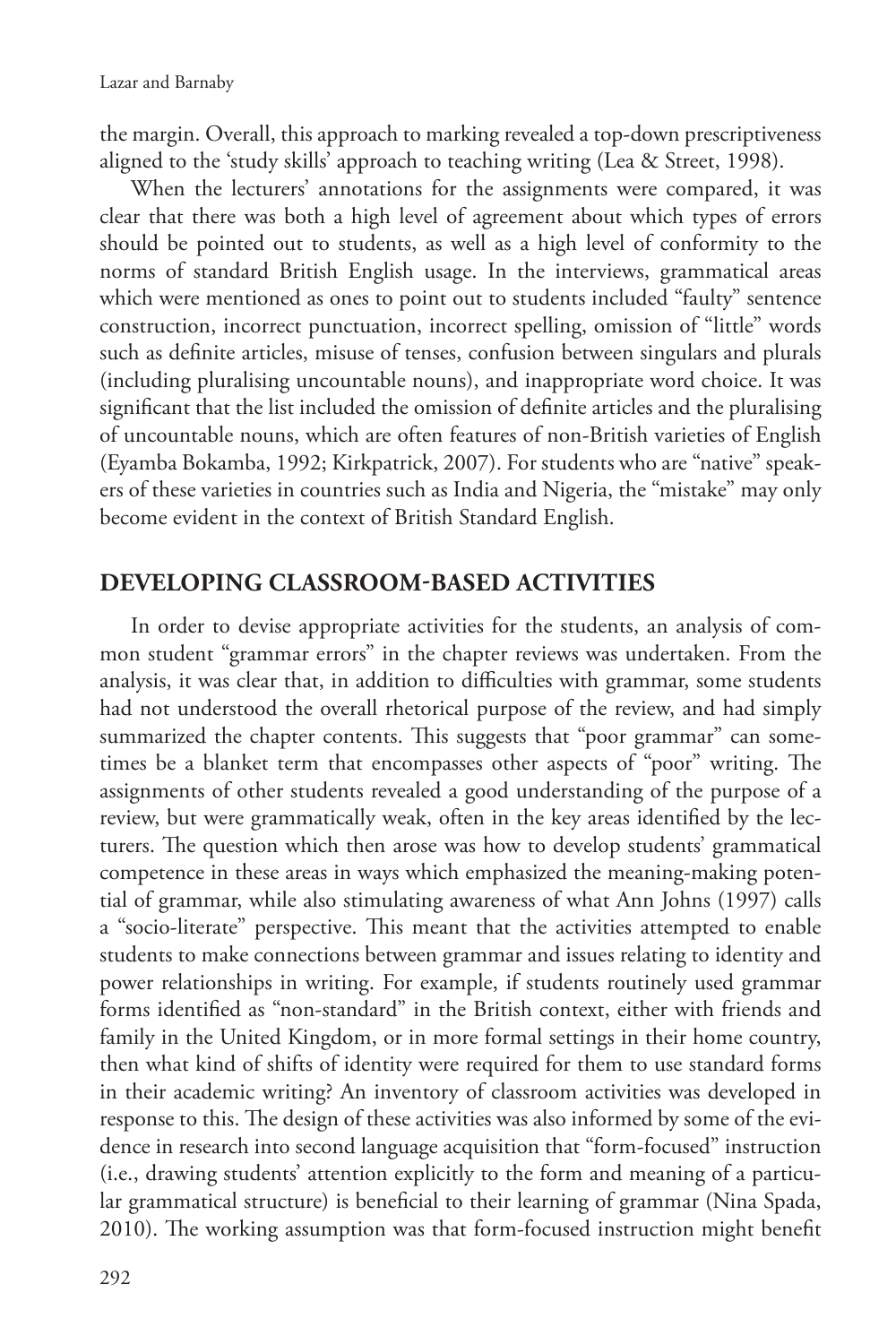the margin. Overall, this approach to marking revealed a top-down prescriptiveness aligned to the 'study skills' approach to teaching writing (Lea & Street, 1998).

When the lecturers' annotations for the assignments were compared, it was clear that there was both a high level of agreement about which types of errors should be pointed out to students, as well as a high level of conformity to the norms of standard British English usage. In the interviews, grammatical areas which were mentioned as ones to point out to students included "faulty" sentence construction, incorrect punctuation, incorrect spelling, omission of "little" words such as definite articles, misuse of tenses, confusion between singulars and plurals (including pluralising uncountable nouns), and inappropriate word choice. It was significant that the list included the omission of definite articles and the pluralising of uncountable nouns, which are often features of non-British varieties of English (Eyamba Bokamba, 1992; Kirkpatrick, 2007). For students who are "native" speakers of these varieties in countries such as India and Nigeria, the "mistake" may only become evident in the context of British Standard English.

## DEVELOPING CLASSROOM-BASED ACTIVITIES

In order to devise appropriate activities for the students, an analysis of common student "grammar errors" in the chapter reviews was undertaken. From the analysis, it was clear that, in addition to difficulties with grammar, some students had not understood the overall rhetorical purpose of the review, and had simply summarized the chapter contents. This suggests that "poor grammar" can sometimes be a blanket term that encompasses other aspects of "poor" writing. The assignments of other students revealed a good understanding of the purpose of a review, but were grammatically weak, often in the key areas identified by the lecturers. The question which then arose was how to develop students' grammatical competence in these areas in ways which emphasized the meaning-making potential of grammar, while also stimulating awareness of what Ann Johns (1997) calls a "socio-literate" perspective. This meant that the activities attempted to enable students to make connections between grammar and issues relating to identity and power relationships in writing. For example, if students routinely used grammar forms identified as "non-standard" in the British context, either with friends and family in the United Kingdom, or in more formal settings in their home country, then what kind of shifts of identity were required for them to use standard forms in their academic writing? An inventory of classroom activities was developed in response to this. The design of these activities was also informed by some of the evidence in research into second language acquisition that "form-focused" instruction (i.e., drawing students' attention explicitly to the form and meaning of a particular grammatical structure) is beneficial to their learning of grammar (Nina Spada, 2010). The working assumption was that form-focused instruction might benefit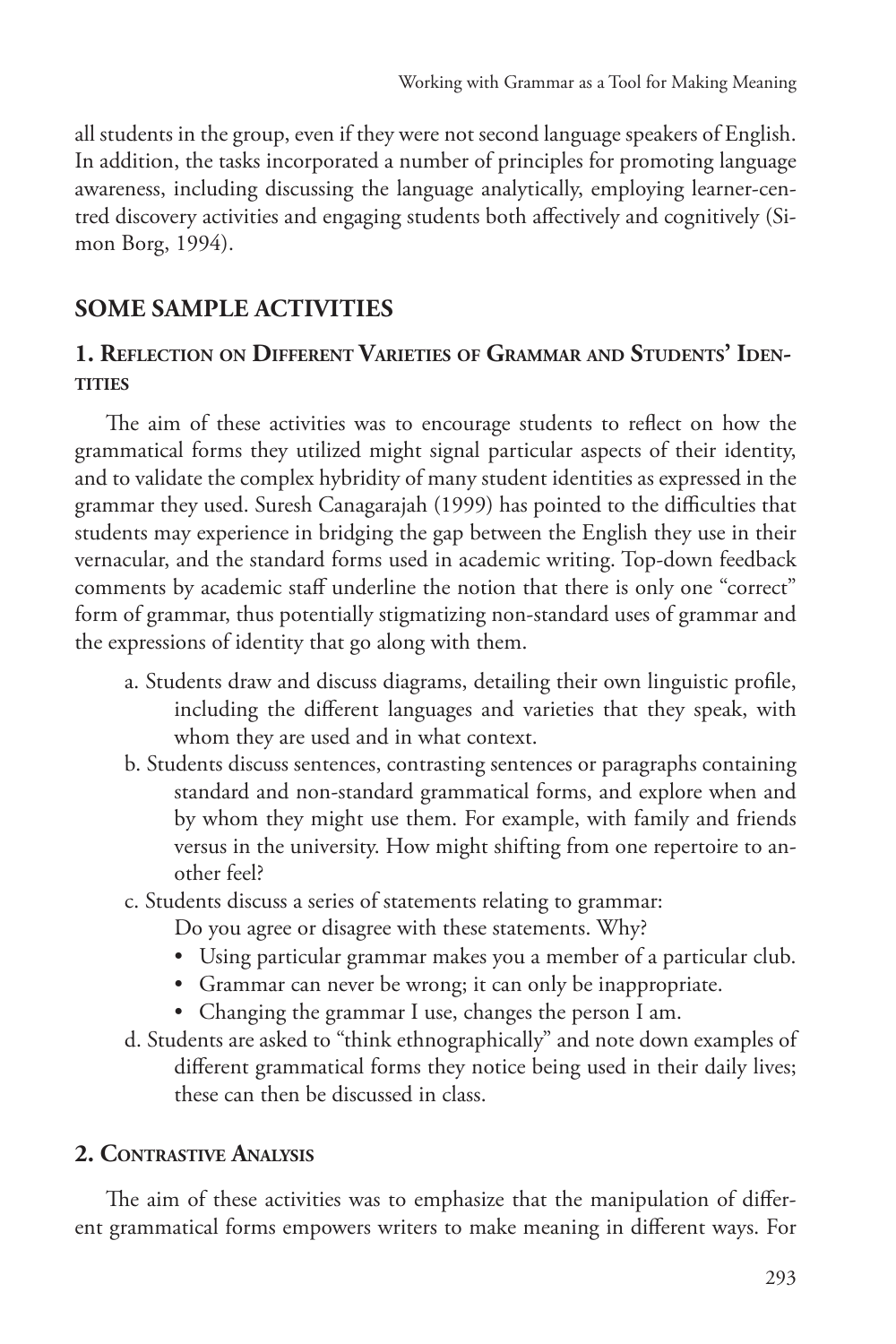all students in the group, even if they were not second language speakers of English. In addition, the tasks incorporated a number of principles for promoting language awareness, including discussing the language analytically, employing learner-centred discovery activities and engaging students both affectively and cognitively (Simon Borg, 1994).

## SOME SAMPLE ACTIVITIES

### 1. Reflection on Different Varieties of Grammar and Students' Identities

The aim of these activities was to encourage students to reflect on how the grammatical forms they utilized might signal particular aspects of their identity, and to validate the complex hybridity of many student identities as expressed in the grammar they used. Suresh Canagarajah (1999) has pointed to the difficulties that students may experience in bridging the gap between the English they use in their vernacular, and the standard forms used in academic writing. Top-down feedback comments by academic staff underline the notion that there is only one "correct" form of grammar, thus potentially stigmatizing non-standard uses of grammar and the expressions of identity that go along with them.

a. Students draw and discuss diagrams, detailing their own linguistic profile, including the different languages and varieties that they speak, with whom they are used and in what context.

b. Students discuss sentences, contrasting sentences or paragraphs containing standard and non-standard grammatical forms, and explore when and by whom they might use them. For example, with family and friends versus in the university. How might shifting from one repertoire to another feel?

c. Students discuss a series of statements relating to grammar:

   Do you agree or disagree with these statements. Why?

   - Using particular grammar makes you a member of a particular club.
   - Grammar can never be wrong; it can only be inappropriate.
   - Changing the grammar I use, changes the person I am.

d. Students are asked to "think ethnographically" and note down examples of different grammatical forms they notice being used in their daily lives; these can then be discussed in class.

### 2. Contrastive Analysis

The aim of these activities was to emphasize that the manipulation of different grammatical forms empowers writers to make meaning in different ways. For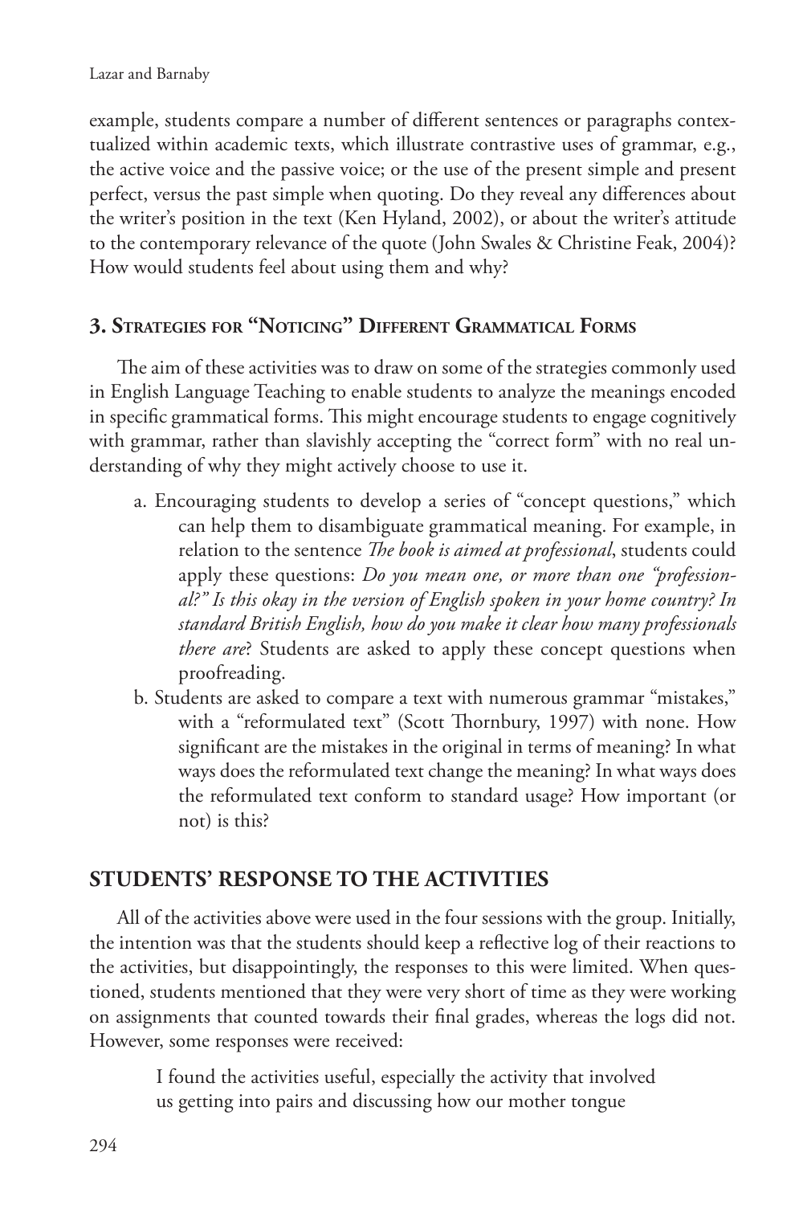example, students compare a number of different sentences or paragraphs contextualized within academic texts, which illustrate contrastive uses of grammar, e.g., the active voice and the passive voice; or the use of the present simple and present perfect, versus the past simple when quoting. Do they reveal any differences about the writer's position in the text (Ken Hyland, 2002), or about the writer's attitude to the contemporary relevance of the quote (John Swales & Christine Feak, 2004)? How would students feel about using them and why?

### 3. Strategies for "Noticing" Different Grammatical Forms

The aim of these activities was to draw on some of the strategies commonly used in English Language Teaching to enable students to analyze the meanings encoded in specific grammatical forms. This might encourage students to engage cognitively with grammar, rather than slavishly accepting the "correct form" with no real understanding of why they might actively choose to use it.

a. Encouraging students to develop a series of "concept questions," which can help them to disambiguate grammatical meaning. For example, in relation to the sentence *The book is aimed at professional*, students could apply these questions: *Do you mean one, or more than one "professional?" Is this okay in the version of English spoken in your home country? In standard British English, how do you make it clear how many professionals there are*? Students are asked to apply these concept questions when proofreading.

b. Students are asked to compare a text with numerous grammar "mistakes," with a "reformulated text" (Scott Thornbury, 1997) with none. How significant are the mistakes in the original in terms of meaning? In what ways does the reformulated text change the meaning? In what ways does the reformulated text conform to standard usage? How important (or not) is this?

## STUDENTS' RESPONSE TO THE ACTIVITIES

All of the activities above were used in the four sessions with the group. Initially, the intention was that the students should keep a reflective log of their reactions to the activities, but disappointingly, the responses to this were limited. When questioned, students mentioned that they were very short of time as they were working on assignments that counted towards their final grades, whereas the logs did not. However, some responses were received:

> I found the activities useful, especially the activity that involved us getting into pairs and discussing how our mother tongue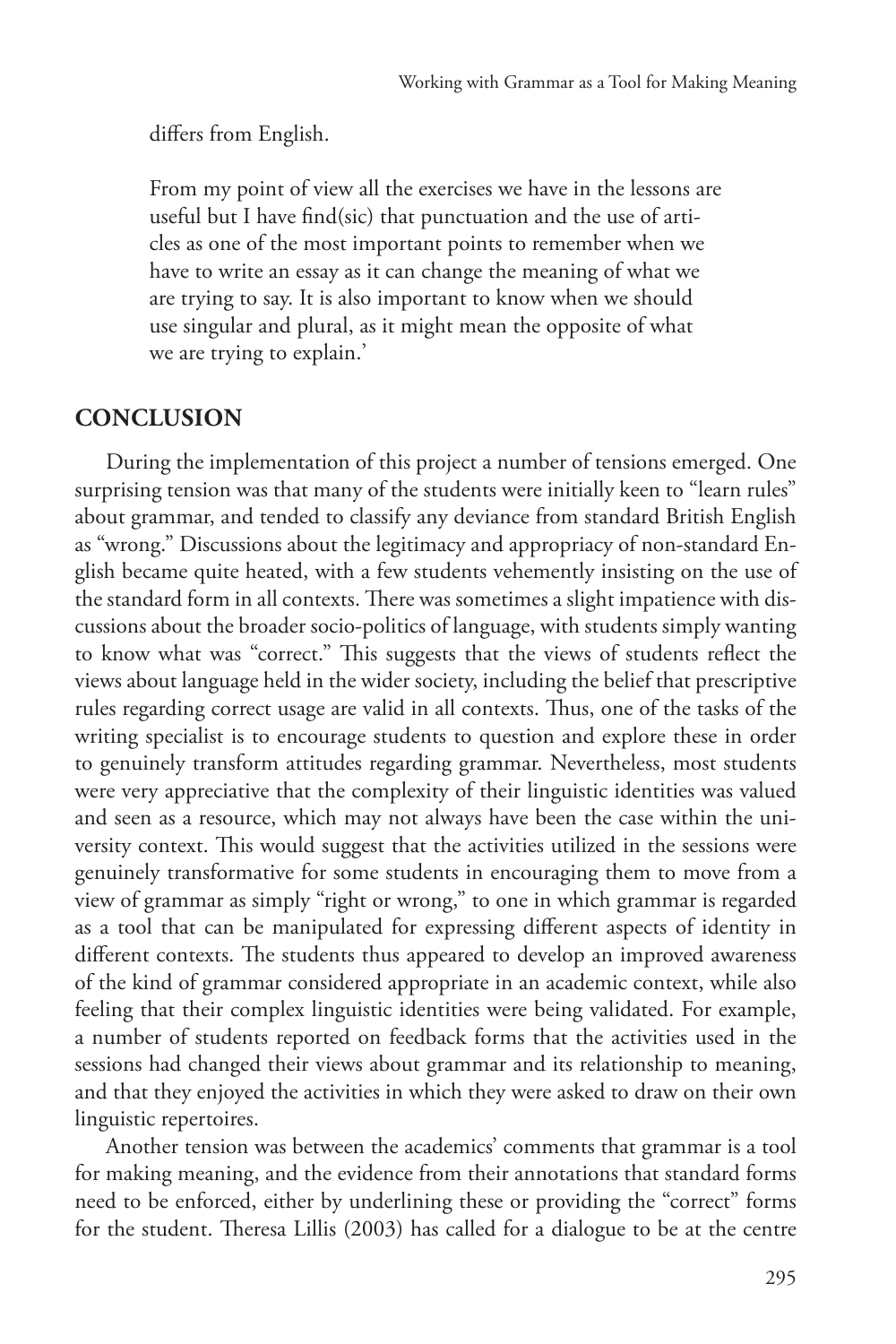differs from English.

> From my point of view all the exercises we have in the lessons are useful but I have find(sic) that punctuation and the use of articles as one of the most important points to remember when we have to write an essay as it can change the meaning of what we are trying to say. It is also important to know when we should use singular and plural, as it might mean the opposite of what we are trying to explain.'

## CONCLUSION

During the implementation of this project a number of tensions emerged. One surprising tension was that many of the students were initially keen to "learn rules" about grammar, and tended to classify any deviance from standard British English as "wrong." Discussions about the legitimacy and appropriacy of non-standard English became quite heated, with a few students vehemently insisting on the use of the standard form in all contexts. There was sometimes a slight impatience with discussions about the broader socio-politics of language, with students simply wanting to know what was "correct." This suggests that the views of students reflect the views about language held in the wider society, including the belief that prescriptive rules regarding correct usage are valid in all contexts. Thus, one of the tasks of the writing specialist is to encourage students to question and explore these in order to genuinely transform attitudes regarding grammar. Nevertheless, most students were very appreciative that the complexity of their linguistic identities was valued and seen as a resource, which may not always have been the case within the university context. This would suggest that the activities utilized in the sessions were genuinely transformative for some students in encouraging them to move from a view of grammar as simply "right or wrong," to one in which grammar is regarded as a tool that can be manipulated for expressing different aspects of identity in different contexts. The students thus appeared to develop an improved awareness of the kind of grammar considered appropriate in an academic context, while also feeling that their complex linguistic identities were being validated. For example, a number of students reported on feedback forms that the activities used in the sessions had changed their views about grammar and its relationship to meaning, and that they enjoyed the activities in which they were asked to draw on their own linguistic repertoires.

Another tension was between the academics' comments that grammar is a tool for making meaning, and the evidence from their annotations that standard forms need to be enforced, either by underlining these or providing the "correct" forms for the student. Theresa Lillis (2003) has called for a dialogue to be at the centre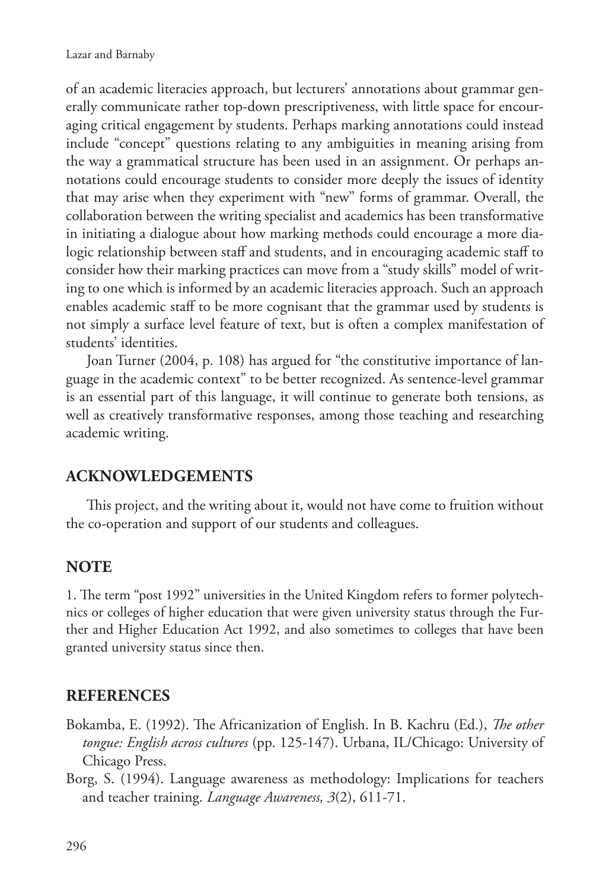of an academic literacies approach, but lecturers' annotations about grammar generally communicate rather top-down prescriptiveness, with little space for encouraging critical engagement by students. Perhaps marking annotations could instead include "concept" questions relating to any ambiguities in meaning arising from the way a grammatical structure has been used in an assignment. Or perhaps annotations could encourage students to consider more deeply the issues of identity that may arise when they experiment with "new" forms of grammar. Overall, the collaboration between the writing specialist and academics has been transformative in initiating a dialogue about how marking methods could encourage a more dialogic relationship between staff and students, and in encouraging academic staff to consider how their marking practices can move from a "study skills" model of writing to one which is informed by an academic literacies approach. Such an approach enables academic staff to be more cognisant that the grammar used by students is not simply a surface level feature of text, but is often a complex manifestation of students' identities.

Joan Turner (2004, p. 108) has argued for "the constitutive importance of language in the academic context" to be better recognized. As sentence-level grammar is an essential part of this language, it will continue to generate both tensions, as well as creatively transformative responses, among those teaching and researching academic writing.

## ACKNOWLEDGEMENTS

This project, and the writing about it, would not have come to fruition without the co-operation and support of our students and colleagues.

## NOTE

1. The term "post 1992" universities in the United Kingdom refers to former polytechnics or colleges of higher education that were given university status through the Further and Higher Education Act 1992, and also sometimes to colleges that have been granted university status since then.

## REFERENCES

Bokamba, E. (1992). The Africanization of English. In B. Kachru (Ed.), *The other tongue: English across cultures* (pp. 125-147). Urbana, IL/Chicago: University of Chicago Press.

Borg, S. (1994). Language awareness as methodology: Implications for teachers and teacher training. *Language Awareness, 3*(2), 611-71.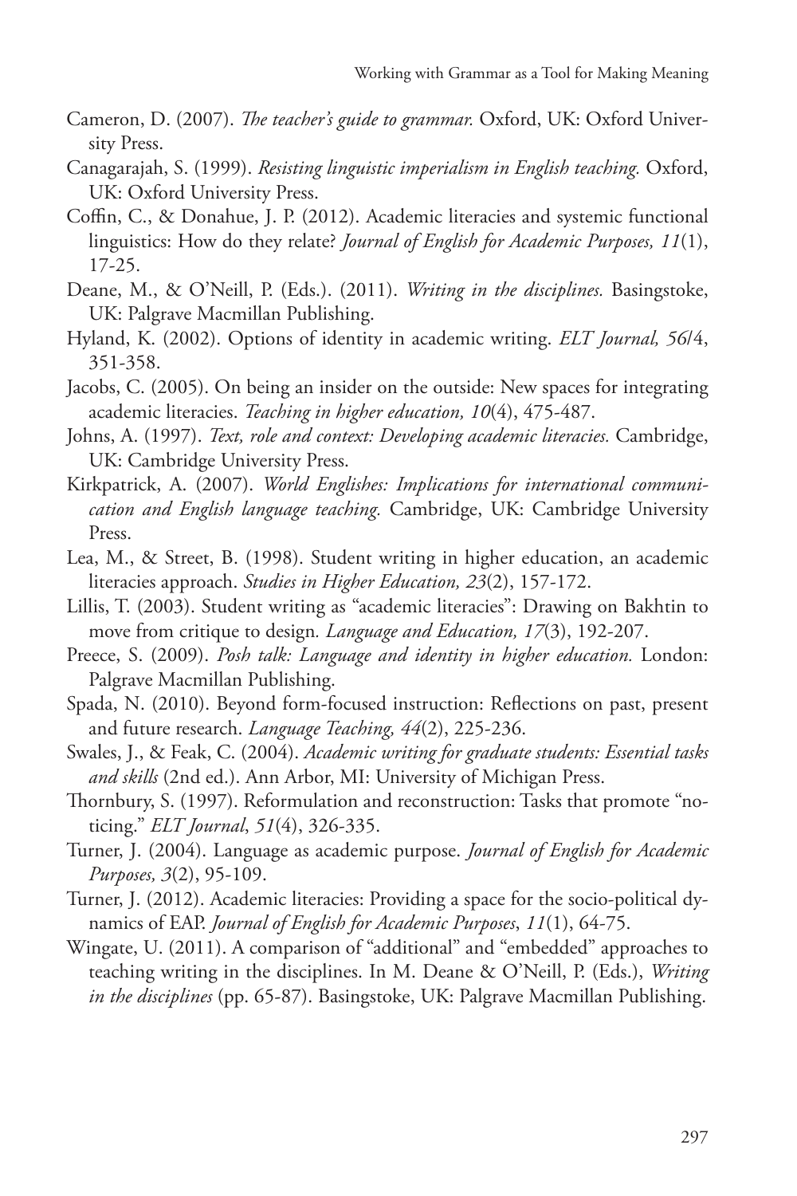Cameron, D. (2007). *The teacher's guide to grammar.* Oxford, UK: Oxford University Press.

Canagarajah, S. (1999). *Resisting linguistic imperialism in English teaching.* Oxford, UK: Oxford University Press.

Coffin, C., & Donahue, J. P. (2012). Academic literacies and systemic functional linguistics: How do they relate? *Journal of English for Academic Purposes, 11*(1), 17-25.

Deane, M., & O'Neill, P. (Eds.). (2011). *Writing in the disciplines.* Basingstoke, UK: Palgrave Macmillan Publishing.

Hyland, K. (2002). Options of identity in academic writing. *ELT Journal, 56*/4, 351-358.

Jacobs, C. (2005). On being an insider on the outside: New spaces for integrating academic literacies. *Teaching in higher education, 10*(4), 475-487.

Johns, A. (1997). *Text, role and context: Developing academic literacies.* Cambridge, UK: Cambridge University Press.

Kirkpatrick, A. (2007). *World Englishes: Implications for international communication and English language teaching.* Cambridge, UK: Cambridge University Press.

Lea, M., & Street, B. (1998). Student writing in higher education, an academic literacies approach. *Studies in Higher Education, 23*(2), 157-172.

Lillis, T. (2003). Student writing as "academic literacies": Drawing on Bakhtin to move from critique to design. *Language and Education, 17*(3), 192-207.

Preece, S. (2009). *Posh talk: Language and identity in higher education.* London: Palgrave Macmillan Publishing.

Spada, N. (2010). Beyond form-focused instruction: Reflections on past, present and future research. *Language Teaching, 44*(2), 225-236.

Swales, J., & Feak, C. (2004). *Academic writing for graduate students: Essential tasks and skills* (2nd ed.). Ann Arbor, MI: University of Michigan Press.

Thornbury, S. (1997). Reformulation and reconstruction: Tasks that promote "noticing." *ELT Journal*, *51*(4), 326-335.

Turner, J. (2004). Language as academic purpose. *Journal of English for Academic Purposes, 3*(2), 95-109.

Turner, J. (2012). Academic literacies: Providing a space for the socio-political dynamics of EAP. *Journal of English for Academic Purposes*, *11*(1), 64-75.

Wingate, U. (2011). A comparison of "additional" and "embedded" approaches to teaching writing in the disciplines. In M. Deane & O'Neill, P. (Eds.), *Writing in the disciplines* (pp. 65-87). Basingstoke, UK: Palgrave Macmillan Publishing.